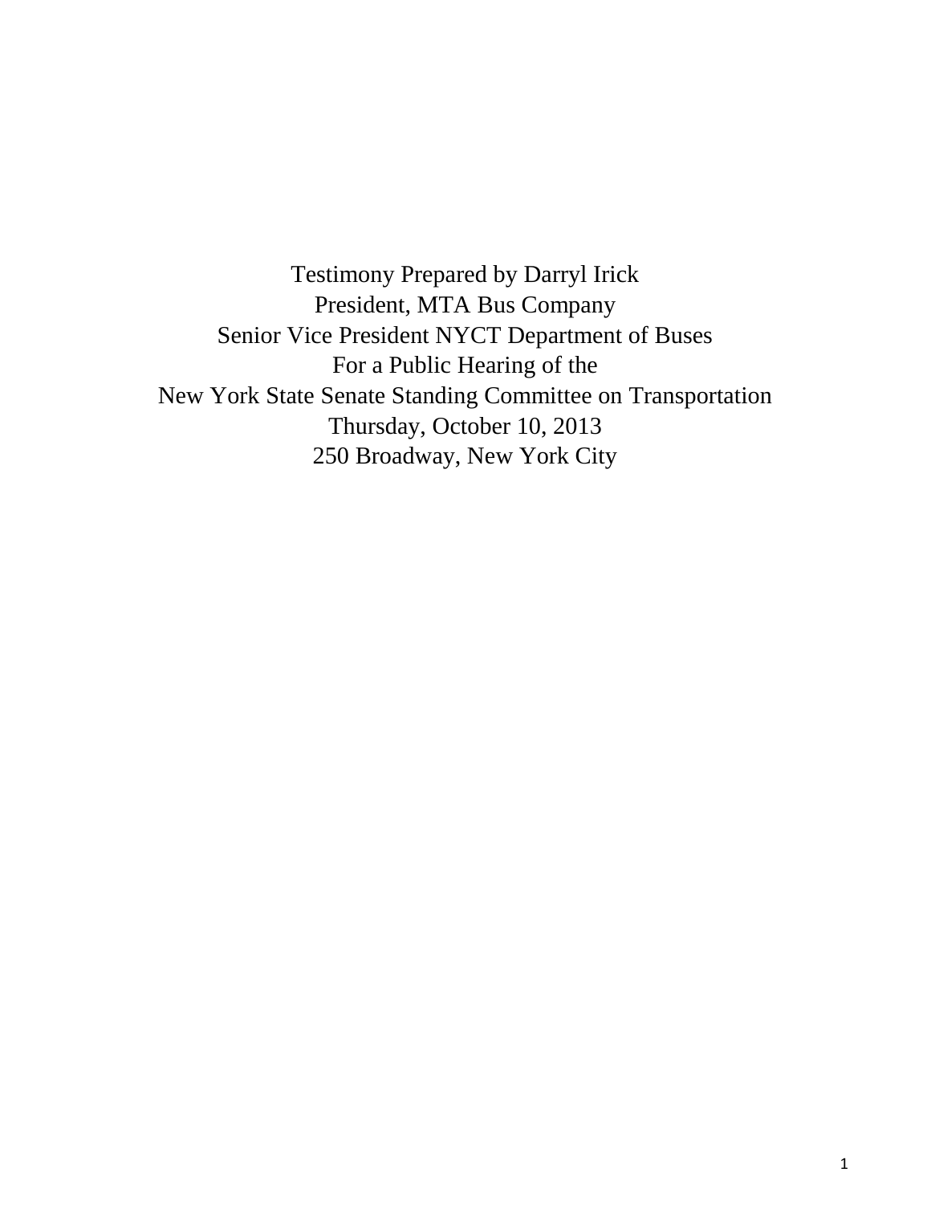Testimony Prepared by Darryl Irick
President, MTA Bus Company
Senior Vice President NYCT Department of Buses
For a Public Hearing of the
New York State Senate Standing Committee on Transportation
Thursday, October 10, 2013
250 Broadway, New York City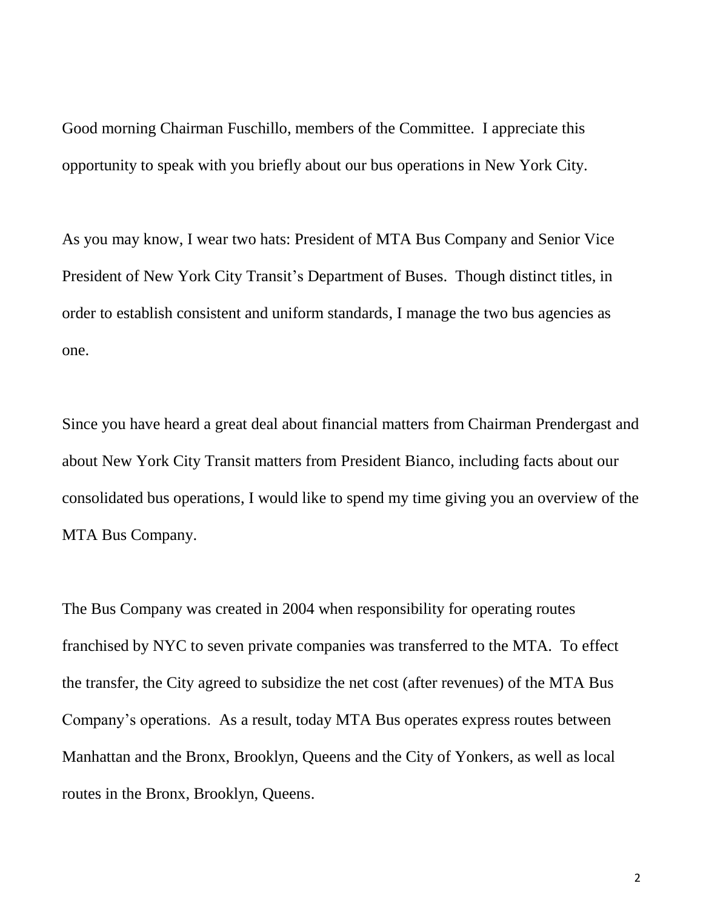Good morning Chairman Fuschillo, members of the Committee. I appreciate this opportunity to speak with you briefly about our bus operations in New York City.

As you may know, I wear two hats: President of MTA Bus Company and Senior Vice President of New York City Transit's Department of Buses. Though distinct titles, in order to establish consistent and uniform standards, I manage the two bus agencies as one.

Since you have heard a great deal about financial matters from Chairman Prendergast and about New York City Transit matters from President Bianco, including facts about our consolidated bus operations, I would like to spend my time giving you an overview of the MTA Bus Company.

The Bus Company was created in 2004 when responsibility for operating routes franchised by NYC to seven private companies was transferred to the MTA. To effect the transfer, the City agreed to subsidize the net cost (after revenues) of the MTA Bus Company's operations. As a result, today MTA Bus operates express routes between Manhattan and the Bronx, Brooklyn, Queens and the City of Yonkers, as well as local routes in the Bronx, Brooklyn, Queens.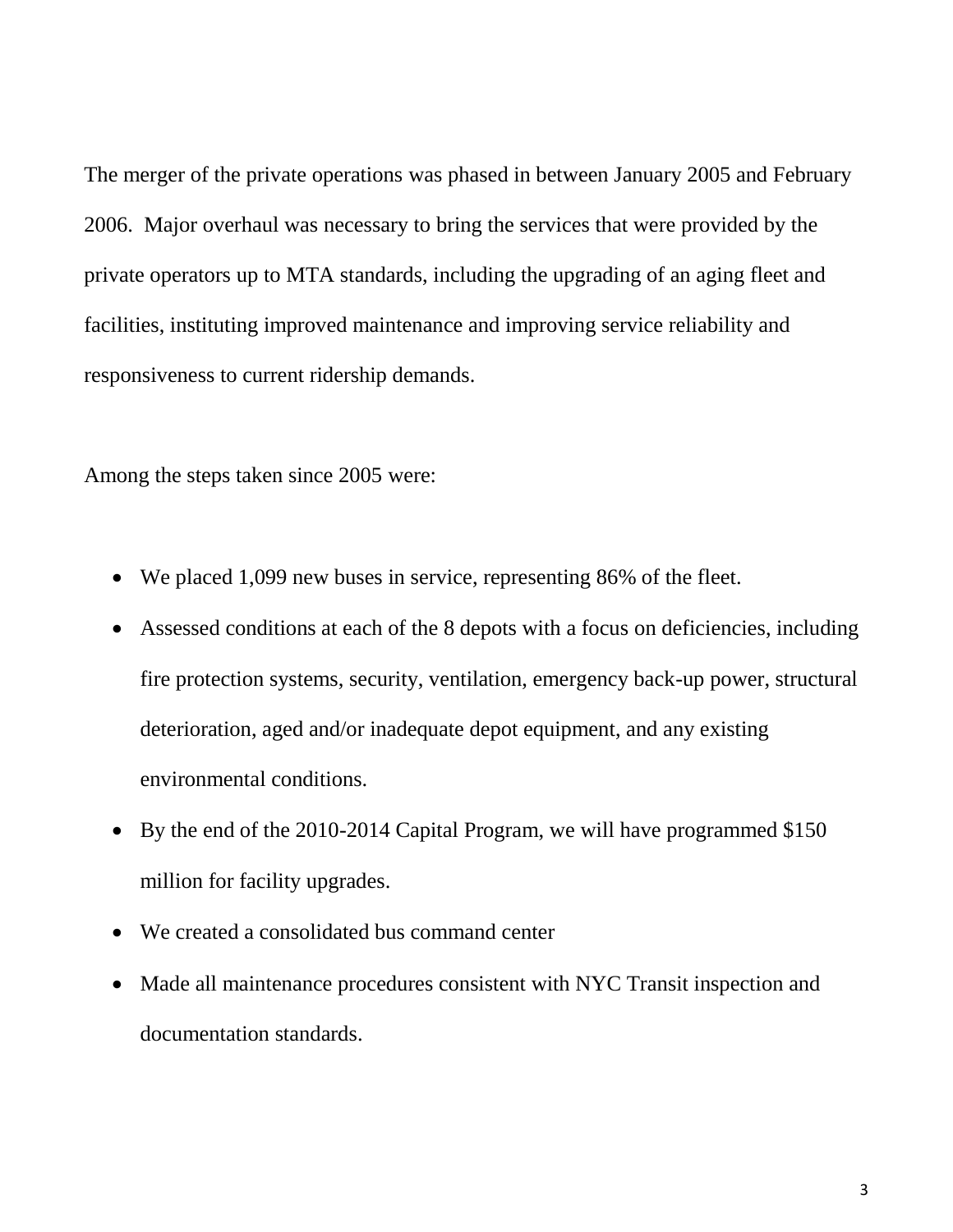The merger of the private operations was phased in between January 2005 and February 2006. Major overhaul was necessary to bring the services that were provided by the private operators up to MTA standards, including the upgrading of an aging fleet and facilities, instituting improved maintenance and improving service reliability and responsiveness to current ridership demands.

Among the steps taken since 2005 were:

- We placed 1,099 new buses in service, representing 86% of the fleet.
- Assessed conditions at each of the 8 depots with a focus on deficiencies, including fire protection systems, security, ventilation, emergency back-up power, structural deterioration, aged and/or inadequate depot equipment, and any existing environmental conditions.
- By the end of the 2010-2014 Capital Program, we will have programmed $150 million for facility upgrades.
- We created a consolidated bus command center
- Made all maintenance procedures consistent with NYC Transit inspection and documentation standards.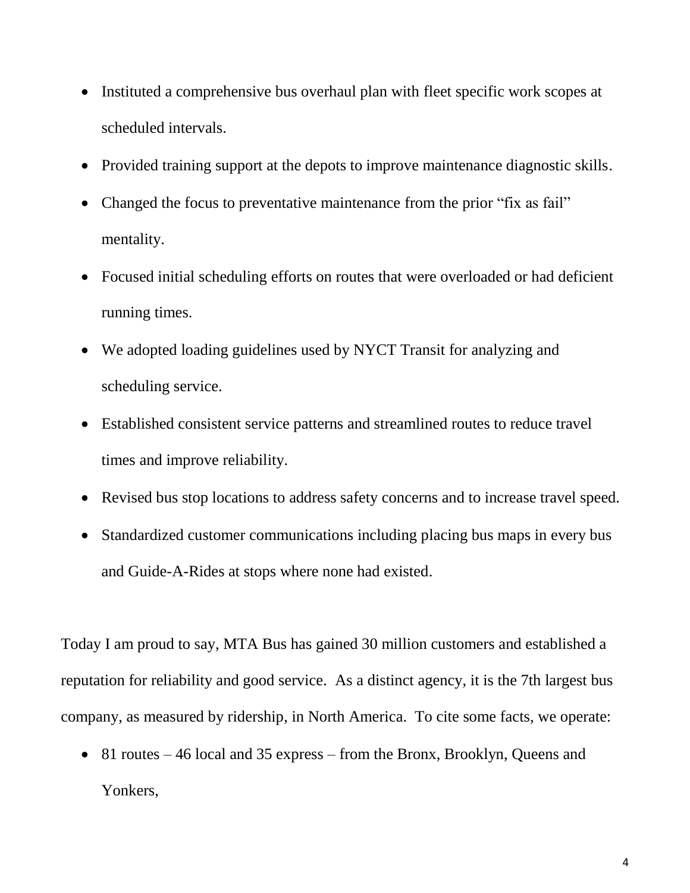- Instituted a comprehensive bus overhaul plan with fleet specific work scopes at scheduled intervals.
- Provided training support at the depots to improve maintenance diagnostic skills.
- Changed the focus to preventative maintenance from the prior "fix as fail" mentality.
- Focused initial scheduling efforts on routes that were overloaded or had deficient running times.
- We adopted loading guidelines used by NYCT Transit for analyzing and scheduling service.
- Established consistent service patterns and streamlined routes to reduce travel times and improve reliability.
- Revised bus stop locations to address safety concerns and to increase travel speed.
- Standardized customer communications including placing bus maps in every bus and Guide-A-Rides at stops where none had existed.

Today I am proud to say, MTA Bus has gained 30 million customers and established a reputation for reliability and good service. As a distinct agency, it is the 7th largest bus company, as measured by ridership, in North America. To cite some facts, we operate:

- 81 routes – 46 local and 35 express – from the Bronx, Brooklyn, Queens and Yonkers,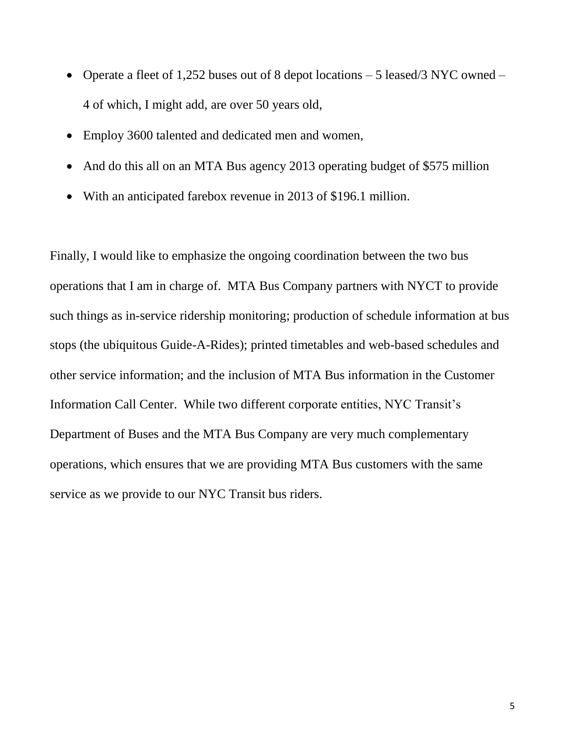- Operate a fleet of 1,252 buses out of 8 depot locations – 5 leased/3 NYC owned – 4 of which, I might add, are over 50 years old,
- Employ 3600 talented and dedicated men and women,
- And do this all on an MTA Bus agency 2013 operating budget of $575 million
- With an anticipated farebox revenue in 2013 of $196.1 million.

Finally, I would like to emphasize the ongoing coordination between the two bus operations that I am in charge of. MTA Bus Company partners with NYCT to provide such things as in-service ridership monitoring; production of schedule information at bus stops (the ubiquitous Guide-A-Rides); printed timetables and web-based schedules and other service information; and the inclusion of MTA Bus information in the Customer Information Call Center. While two different corporate entities, NYC Transit's Department of Buses and the MTA Bus Company are very much complementary operations, which ensures that we are providing MTA Bus customers with the same service as we provide to our NYC Transit bus riders.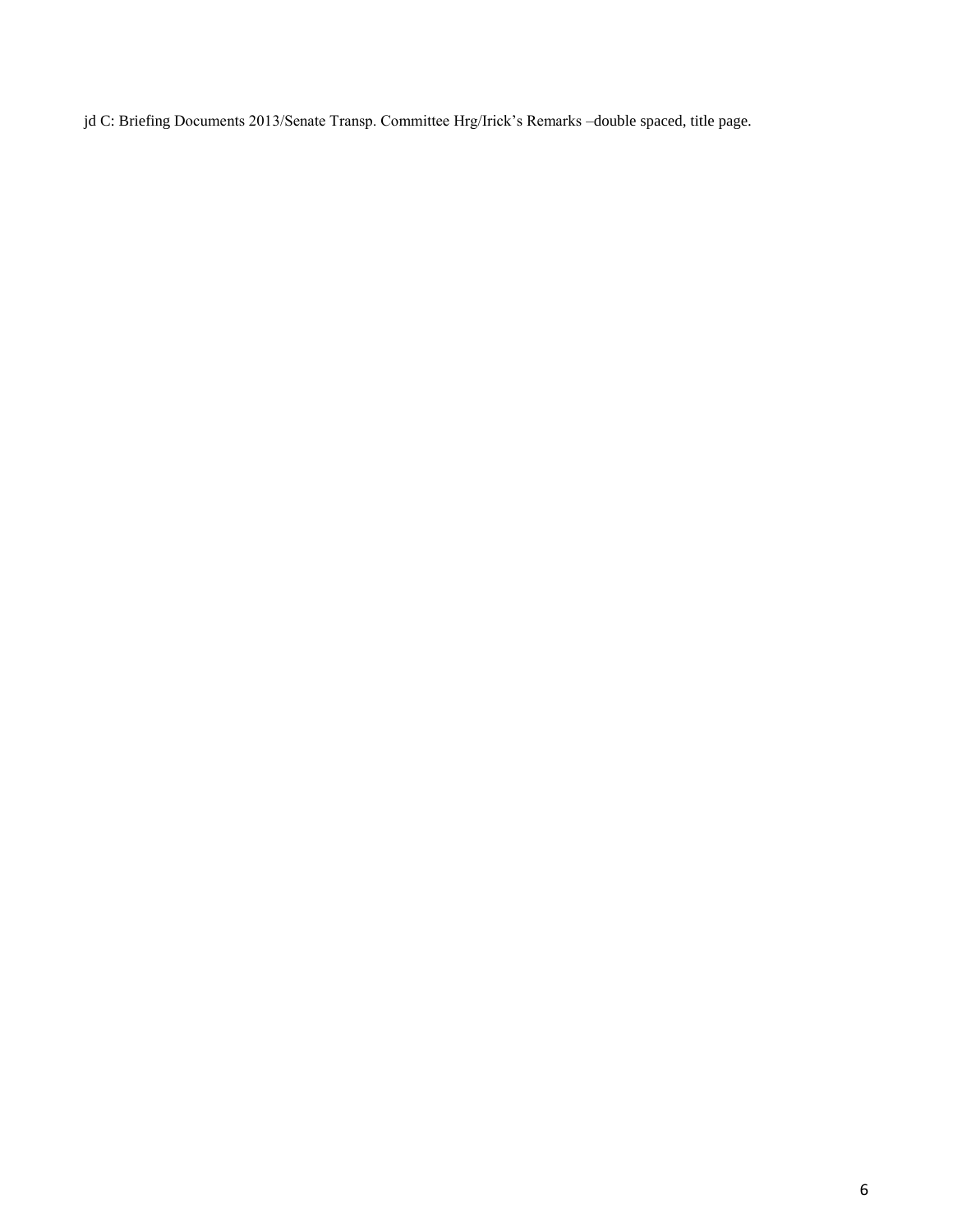jd C: Briefing Documents 2013/Senate Transp. Committee Hrg/Irick's Remarks –double spaced, title page.